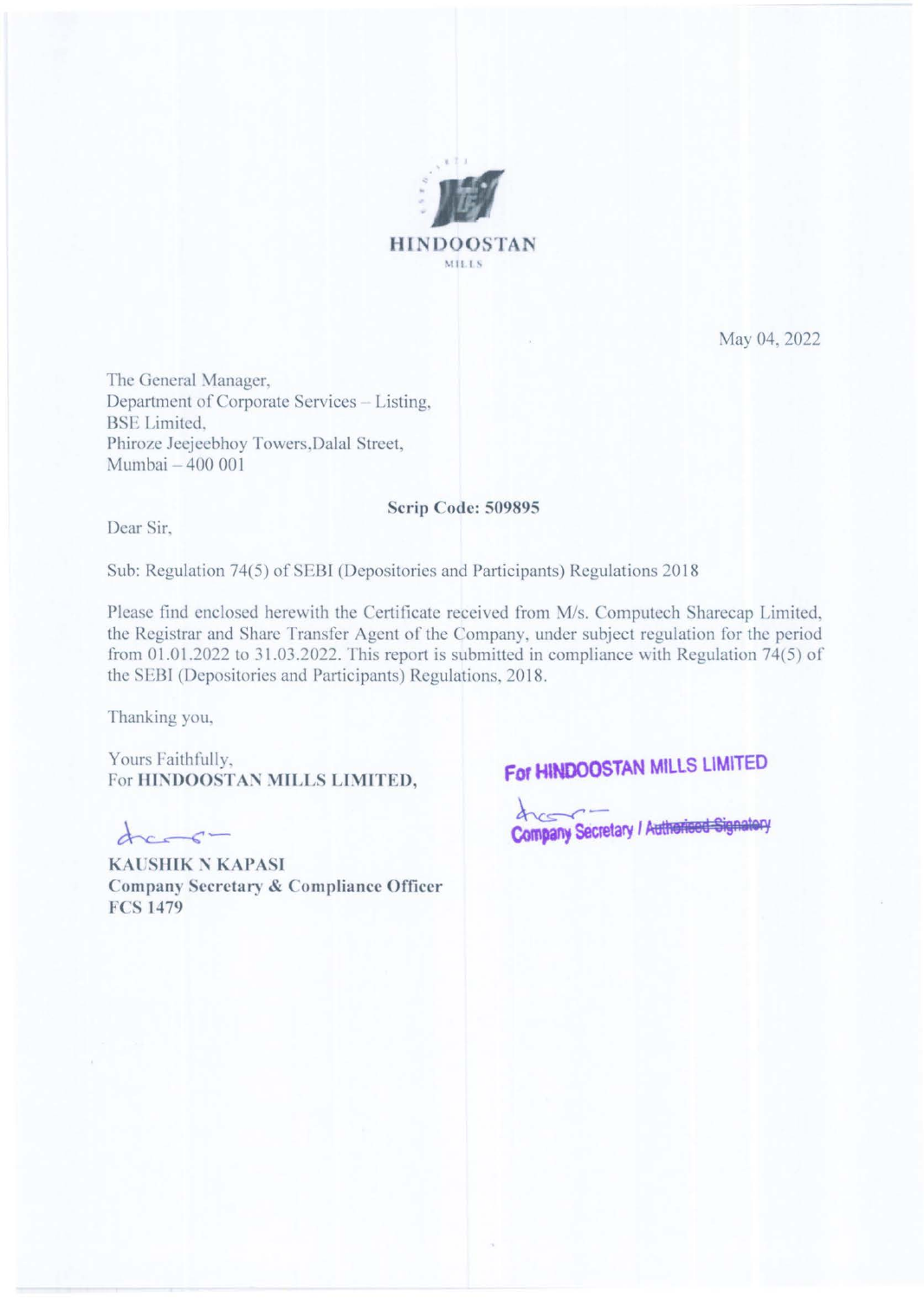HINDOOSTAN
MILLS

May 04, 2022

The General Manager,
Department of Corporate Services – Listing,
BSE Limited,
Phiroze Jeejeebhoy Towers,Dalal Street,
Mumbai – 400 001

**Scrip Code: 509895**

Dear Sir,

Sub: Regulation 74(5) of SEBI (Depositories and Participants) Regulations 2018

Please find enclosed herewith the Certificate received from M/s. Computech Sharecap Limited, the Registrar and Share Transfer Agent of the Company, under subject regulation for the period from 01.01.2022 to 31.03.2022. This report is submitted in compliance with Regulation 74(5) of the SEBI (Depositories and Participants) Regulations, 2018.

Thanking you,

Yours Faithfully,
For **HINDOOSTAN MILLS LIMITED,**

**For HINDOOSTAN MILLS LIMITED**

Company Secretary / ~~Authorised Signatory~~

**KAUSHIK N KAPASI**
**Company Secretary & Compliance Officer**
**FCS 1479**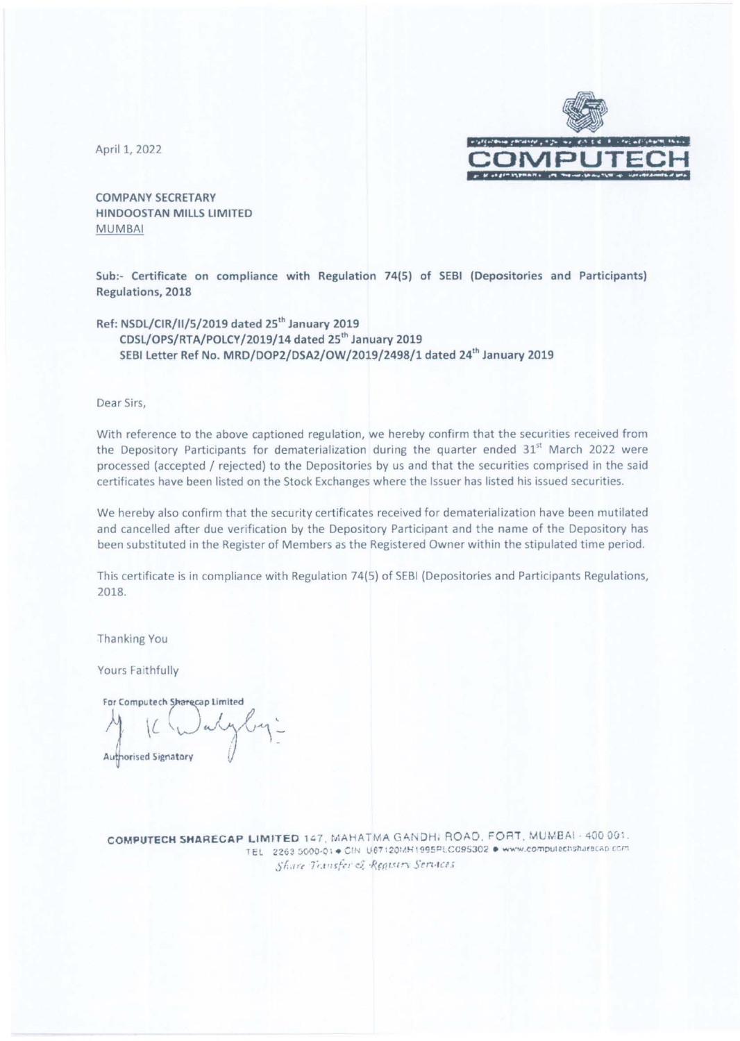April 1, 2022

COMPUTECH

COMPANY SECRETARY
HINDOOSTAN MILLS LIMITED
MUMBAI

**Sub:- Certificate on compliance with Regulation 74(5) of SEBI (Depositories and Participants) Regulations, 2018**

**Ref: NSDL/CIR/II/5/2019 dated 25th January 2019**
**CDSL/OPS/RTA/POLCY/2019/14 dated 25th January 2019**
**SEBI Letter Ref No. MRD/DOP2/DSA2/OW/2019/2498/1 dated 24th January 2019**

Dear Sirs,

With reference to the above captioned regulation, we hereby confirm that the securities received from the Depository Participants for dematerialization during the quarter ended 31st March 2022 were processed (accepted / rejected) to the Depositories by us and that the securities comprised in the said certificates have been listed on the Stock Exchanges where the Issuer has listed his issued securities.

We hereby also confirm that the security certificates received for dematerialization have been mutilated and cancelled after due verification by the Depository Participant and the name of the Depository has been substituted in the Register of Members as the Registered Owner within the stipulated time period.

This certificate is in compliance with Regulation 74(5) of SEBI (Depositories and Participants Regulations, 2018.

Thanking You

Yours Faithfully

For Computech Sharecap Limited

Authorised Signatory

**COMPUTECH SHARECAP LIMITED** 147, MAHATMA GANDHI ROAD, FORT, MUMBAI - 400 001.
TEL 2263 5000-01 • CIN U67120MH1995PLC095302 • www.computechsharecap.com
*Share Transfer & Registry Services*